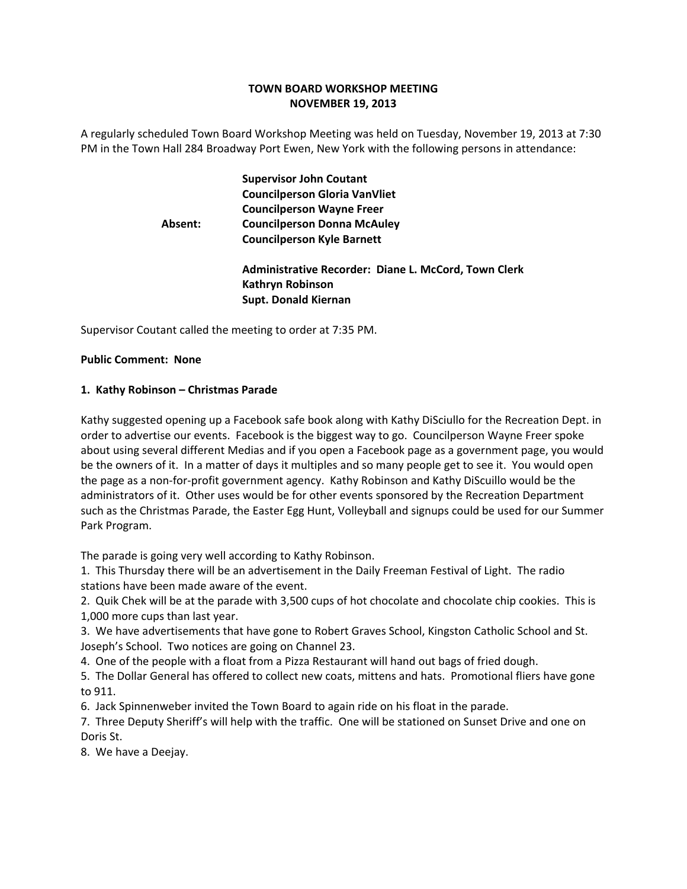**TOWN BOARD WORKSHOP MEETING**
**NOVEMBER 19, 2013**

A regularly scheduled Town Board Workshop Meeting was held on Tuesday, November 19, 2013 at 7:30 PM in the Town Hall 284 Broadway Port Ewen, New York with the following persons in attendance:

**Supervisor John Coutant**
**Councilperson Gloria VanVliet**
**Councilperson Wayne Freer**
**Absent: Councilperson Donna McAuley**
**Councilperson Kyle Barnett**

**Administrative Recorder: Diane L. McCord, Town Clerk**
**Kathryn Robinson**
**Supt. Donald Kiernan**

Supervisor Coutant called the meeting to order at 7:35 PM.

**Public Comment: None**

**1. Kathy Robinson – Christmas Parade**

Kathy suggested opening up a Facebook safe book along with Kathy DiSciullo for the Recreation Dept. in order to advertise our events. Facebook is the biggest way to go. Councilperson Wayne Freer spoke about using several different Medias and if you open a Facebook page as a government page, you would be the owners of it. In a matter of days it multiples and so many people get to see it. You would open the page as a non-for-profit government agency. Kathy Robinson and Kathy DiScuillo would be the administrators of it. Other uses would be for other events sponsored by the Recreation Department such as the Christmas Parade, the Easter Egg Hunt, Volleyball and signups could be used for our Summer Park Program.

The parade is going very well according to Kathy Robinson.

1. This Thursday there will be an advertisement in the Daily Freeman Festival of Light. The radio stations have been made aware of the event.
2. Quik Chek will be at the parade with 3,500 cups of hot chocolate and chocolate chip cookies. This is 1,000 more cups than last year.
3. We have advertisements that have gone to Robert Graves School, Kingston Catholic School and St. Joseph's School. Two notices are going on Channel 23.
4. One of the people with a float from a Pizza Restaurant will hand out bags of fried dough.
5. The Dollar General has offered to collect new coats, mittens and hats. Promotional fliers have gone to 911.
6. Jack Spinnenweber invited the Town Board to again ride on his float in the parade.
7. Three Deputy Sheriff's will help with the traffic. One will be stationed on Sunset Drive and one on Doris St.
8. We have a Deejay.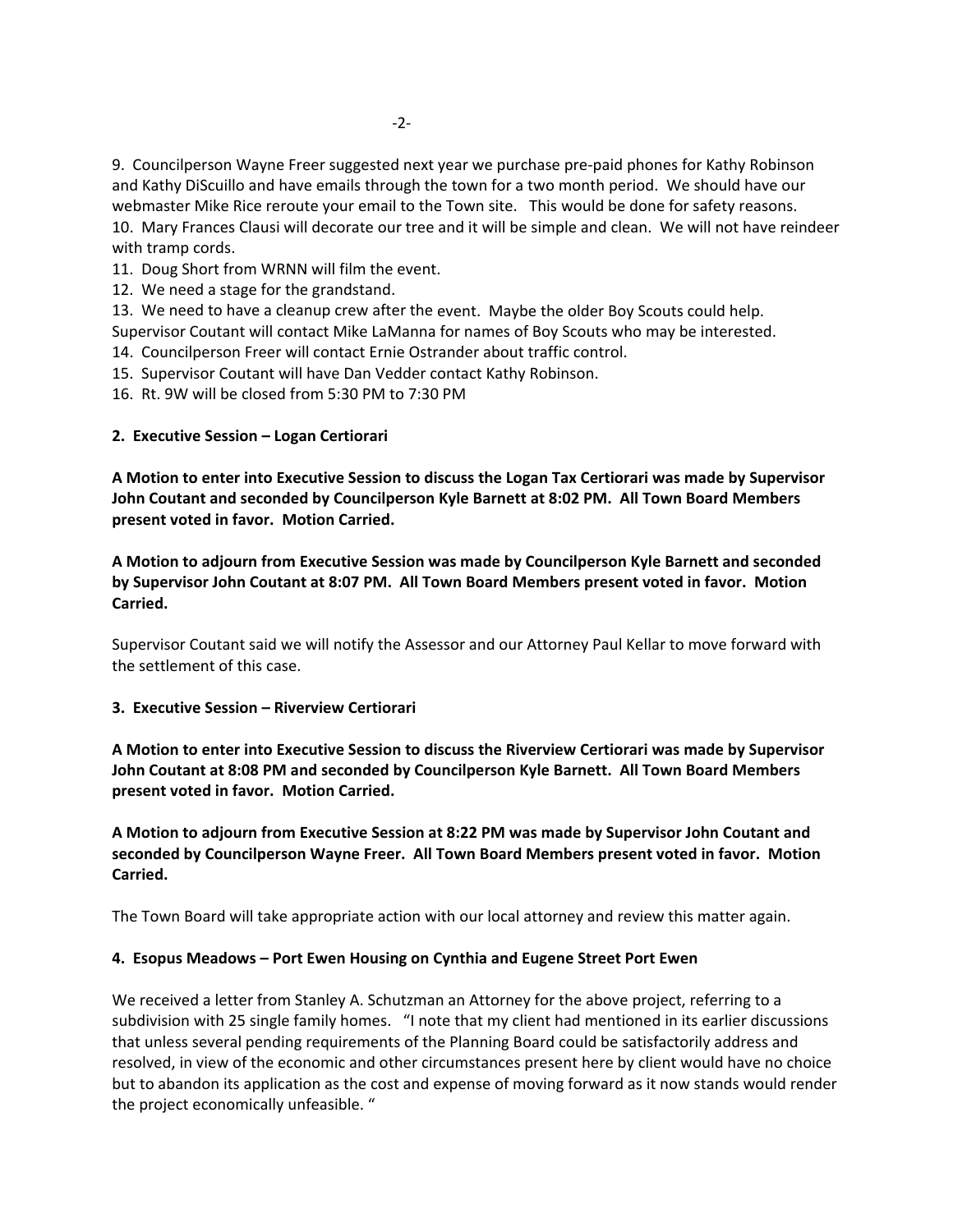9. Councilperson Wayne Freer suggested next year we purchase pre-paid phones for Kathy Robinson and Kathy DiScuillo and have emails through the town for a two month period. We should have our webmaster Mike Rice reroute your email to the Town site. This would be done for safety reasons.
10. Mary Frances Clausi will decorate our tree and it will be simple and clean. We will not have reindeer with tramp cords.
11. Doug Short from WRNN will film the event.
12. We need a stage for the grandstand.
13. We need to have a cleanup crew after the event. Maybe the older Boy Scouts could help. Supervisor Coutant will contact Mike LaManna for names of Boy Scouts who may be interested.
14. Councilperson Freer will contact Ernie Ostrander about traffic control.
15. Supervisor Coutant will have Dan Vedder contact Kathy Robinson.
16. Rt. 9W will be closed from 5:30 PM to 7:30 PM

**2. Executive Session – Logan Certiorari**

**A Motion to enter into Executive Session to discuss the Logan Tax Certiorari was made by Supervisor John Coutant and seconded by Councilperson Kyle Barnett at 8:02 PM. All Town Board Members present voted in favor. Motion Carried.**

**A Motion to adjourn from Executive Session was made by Councilperson Kyle Barnett and seconded by Supervisor John Coutant at 8:07 PM. All Town Board Members present voted in favor. Motion Carried.**

Supervisor Coutant said we will notify the Assessor and our Attorney Paul Kellar to move forward with the settlement of this case.

**3. Executive Session – Riverview Certiorari**

**A Motion to enter into Executive Session to discuss the Riverview Certiorari was made by Supervisor John Coutant at 8:08 PM and seconded by Councilperson Kyle Barnett. All Town Board Members present voted in favor. Motion Carried.**

**A Motion to adjourn from Executive Session at 8:22 PM was made by Supervisor John Coutant and seconded by Councilperson Wayne Freer. All Town Board Members present voted in favor. Motion Carried.**

The Town Board will take appropriate action with our local attorney and review this matter again.

**4. Esopus Meadows – Port Ewen Housing on Cynthia and Eugene Street Port Ewen**

We received a letter from Stanley A. Schutzman an Attorney for the above project, referring to a subdivision with 25 single family homes. "I note that my client had mentioned in its earlier discussions that unless several pending requirements of the Planning Board could be satisfactorily address and resolved, in view of the economic and other circumstances present here by client would have no choice but to abandon its application as the cost and expense of moving forward as it now stands would render the project economically unfeasible. "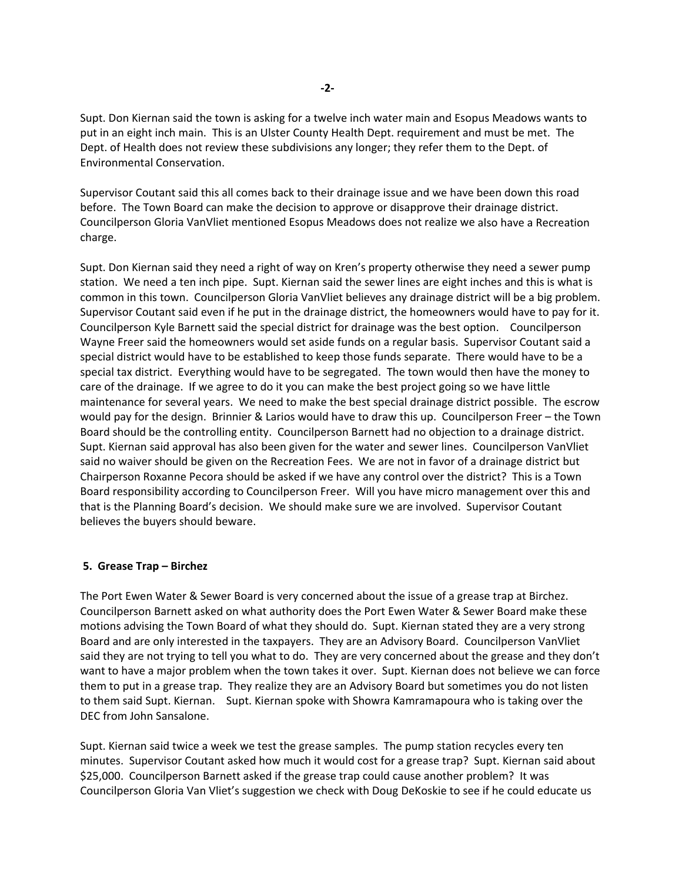Supt. Don Kiernan said the town is asking for a twelve inch water main and Esopus Meadows wants to put in an eight inch main. This is an Ulster County Health Dept. requirement and must be met. The Dept. of Health does not review these subdivisions any longer; they refer them to the Dept. of Environmental Conservation.

Supervisor Coutant said this all comes back to their drainage issue and we have been down this road before. The Town Board can make the decision to approve or disapprove their drainage district. Councilperson Gloria VanVliet mentioned Esopus Meadows does not realize we also have a Recreation charge.

Supt. Don Kiernan said they need a right of way on Kren's property otherwise they need a sewer pump station. We need a ten inch pipe. Supt. Kiernan said the sewer lines are eight inches and this is what is common in this town. Councilperson Gloria VanVliet believes any drainage district will be a big problem. Supervisor Coutant said even if he put in the drainage district, the homeowners would have to pay for it. Councilperson Kyle Barnett said the special district for drainage was the best option. Councilperson Wayne Freer said the homeowners would set aside funds on a regular basis. Supervisor Coutant said a special district would have to be established to keep those funds separate. There would have to be a special tax district. Everything would have to be segregated. The town would then have the money to care of the drainage. If we agree to do it you can make the best project going so we have little maintenance for several years. We need to make the best special drainage district possible. The escrow would pay for the design. Brinnier & Larios would have to draw this up. Councilperson Freer – the Town Board should be the controlling entity. Councilperson Barnett had no objection to a drainage district. Supt. Kiernan said approval has also been given for the water and sewer lines. Councilperson VanVliet said no waiver should be given on the Recreation Fees. We are not in favor of a drainage district but Chairperson Roxanne Pecora should be asked if we have any control over the district? This is a Town Board responsibility according to Councilperson Freer. Will you have micro management over this and that is the Planning Board's decision. We should make sure we are involved. Supervisor Coutant believes the buyers should beware.

**5. Grease Trap – Birchez**

The Port Ewen Water & Sewer Board is very concerned about the issue of a grease trap at Birchez. Councilperson Barnett asked on what authority does the Port Ewen Water & Sewer Board make these motions advising the Town Board of what they should do. Supt. Kiernan stated they are a very strong Board and are only interested in the taxpayers. They are an Advisory Board. Councilperson VanVliet said they are not trying to tell you what to do. They are very concerned about the grease and they don't want to have a major problem when the town takes it over. Supt. Kiernan does not believe we can force them to put in a grease trap. They realize they are an Advisory Board but sometimes you do not listen to them said Supt. Kiernan. Supt. Kiernan spoke with Showra Kamramapoura who is taking over the DEC from John Sansalone.

Supt. Kiernan said twice a week we test the grease samples. The pump station recycles every ten minutes. Supervisor Coutant asked how much it would cost for a grease trap? Supt. Kiernan said about $25,000. Councilperson Barnett asked if the grease trap could cause another problem? It was Councilperson Gloria Van Vliet's suggestion we check with Doug DeKoskie to see if he could educate us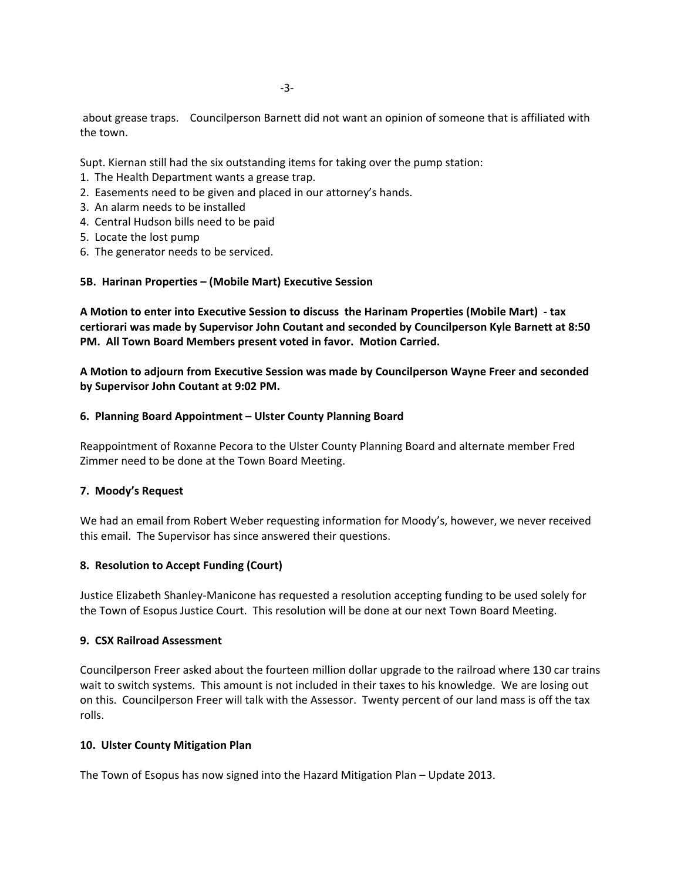about grease traps. Councilperson Barnett did not want an opinion of someone that is affiliated with the town.

Supt. Kiernan still had the six outstanding items for taking over the pump station:

1. The Health Department wants a grease trap.
2. Easements need to be given and placed in our attorney's hands.
3. An alarm needs to be installed
4. Central Hudson bills need to be paid
5. Locate the lost pump
6. The generator needs to be serviced.

**5B. Harinan Properties – (Mobile Mart) Executive Session**

**A Motion to enter into Executive Session to discuss the Harinam Properties (Mobile Mart) - tax certiorari was made by Supervisor John Coutant and seconded by Councilperson Kyle Barnett at 8:50 PM. All Town Board Members present voted in favor. Motion Carried.**

**A Motion to adjourn from Executive Session was made by Councilperson Wayne Freer and seconded by Supervisor John Coutant at 9:02 PM.**

**6. Planning Board Appointment – Ulster County Planning Board**

Reappointment of Roxanne Pecora to the Ulster County Planning Board and alternate member Fred Zimmer need to be done at the Town Board Meeting.

**7. Moody's Request**

We had an email from Robert Weber requesting information for Moody's, however, we never received this email. The Supervisor has since answered their questions.

**8. Resolution to Accept Funding (Court)**

Justice Elizabeth Shanley-Manicone has requested a resolution accepting funding to be used solely for the Town of Esopus Justice Court. This resolution will be done at our next Town Board Meeting.

**9. CSX Railroad Assessment**

Councilperson Freer asked about the fourteen million dollar upgrade to the railroad where 130 car trains wait to switch systems. This amount is not included in their taxes to his knowledge. We are losing out on this. Councilperson Freer will talk with the Assessor. Twenty percent of our land mass is off the tax rolls.

**10. Ulster County Mitigation Plan**

The Town of Esopus has now signed into the Hazard Mitigation Plan – Update 2013.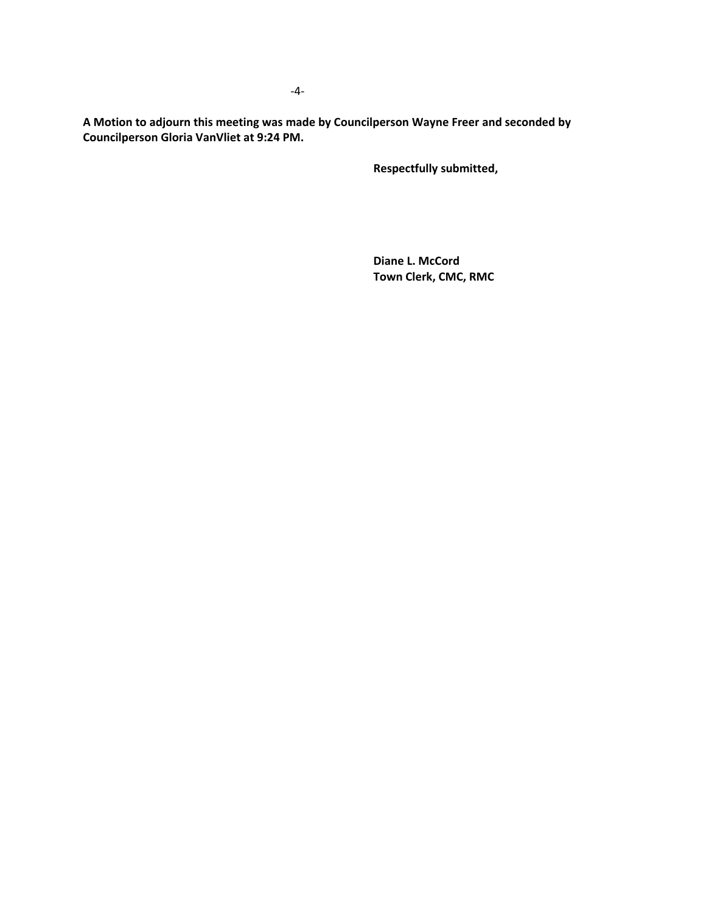**A Motion to adjourn this meeting was made by Councilperson Wayne Freer and seconded by Councilperson Gloria VanVliet at 9:24 PM.**

**Respectfully submitted,**

**Diane L. McCord**
**Town Clerk, CMC, RMC**